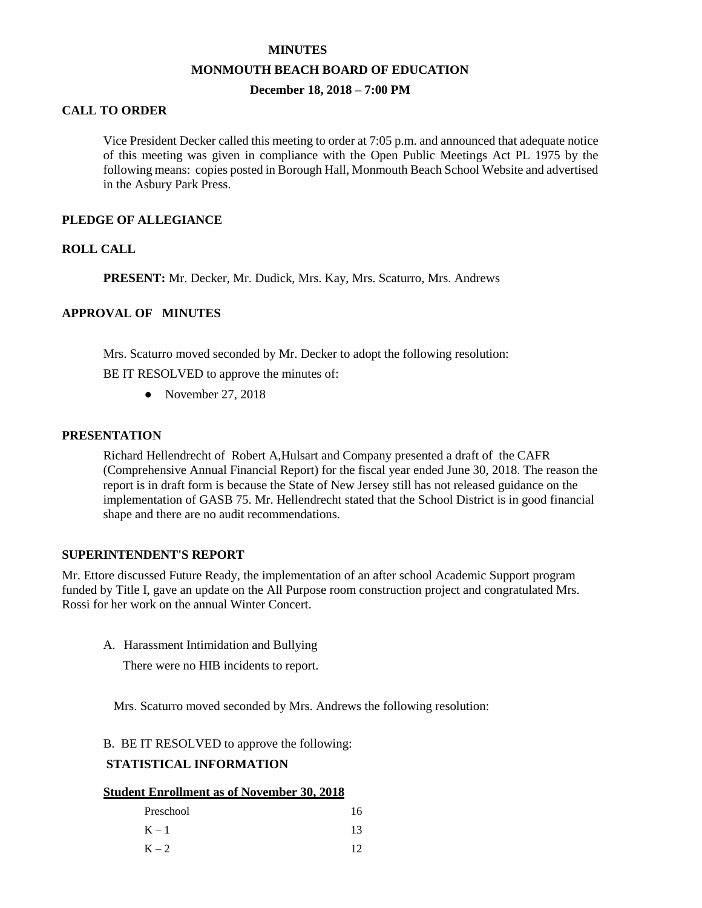**MINUTES**

**MONMOUTH BEACH BOARD OF EDUCATION**

**December 18, 2018 – 7:00 PM**

## CALL TO ORDER

Vice President Decker called this meeting to order at 7:05 p.m. and announced that adequate notice of this meeting was given in compliance with the Open Public Meetings Act PL 1975 by the following means: copies posted in Borough Hall, Monmouth Beach School Website and advertised in the Asbury Park Press.

## PLEDGE OF ALLEGIANCE

## ROLL CALL

**PRESENT:** Mr. Decker, Mr. Dudick, Mrs. Kay, Mrs. Scaturro, Mrs. Andrews

## APPROVAL OF MINUTES

Mrs. Scaturro moved seconded by Mr. Decker to adopt the following resolution:

BE IT RESOLVED to approve the minutes of:

- November 27, 2018

## PRESENTATION

Richard Hellendrecht of Robert A,Hulsart and Company presented a draft of the CAFR (Comprehensive Annual Financial Report) for the fiscal year ended June 30, 2018. The reason the report is in draft form is because the State of New Jersey still has not released guidance on the implementation of GASB 75. Mr. Hellendrecht stated that the School District is in good financial shape and there are no audit recommendations.

## SUPERINTENDENT'S REPORT

Mr. Ettore discussed Future Ready, the implementation of an after school Academic Support program funded by Title I, gave an update on the All Purpose room construction project and congratulated Mrs. Rossi for her work on the annual Winter Concert.

A. Harassment Intimidation and Bullying

There were no HIB incidents to report.

Mrs. Scaturro moved seconded by Mrs. Andrews the following resolution:

B. BE IT RESOLVED to approve the following:

**STATISTICAL INFORMATION**

**Student Enrollment as of November 30, 2018**

| | |
|---|---|
| Preschool | 16 |
| K – 1 | 13 |
| K – 2 | 12 |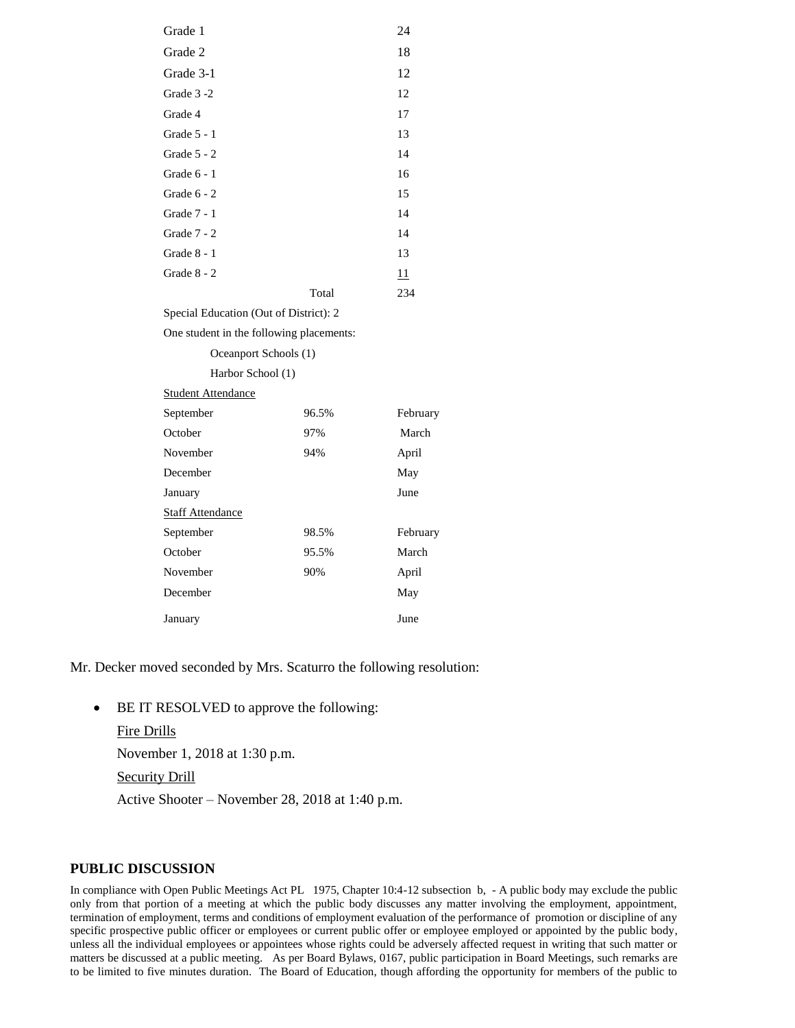| | | |
|---|---|---|
| Grade 1 | | 24 |
| Grade 2 | | 18 |
| Grade 3-1 | | 12 |
| Grade 3 -2 | | 12 |
| Grade 4 | | 17 |
| Grade 5 - 1 | | 13 |
| Grade 5 - 2 | | 14 |
| Grade 6 - 1 | | 16 |
| Grade 6 - 2 | | 15 |
| Grade 7 - 1 | | 14 |
| Grade 7 - 2 | | 14 |
| Grade 8 - 1 | | 13 |
| Grade 8 - 2 | | 11 |
| | Total | 234 |

Special Education (Out of District): 2

One student in the following placements:

Oceanport Schools (1)

Harbor School (1)

Student Attendance

| | | |
|---|---|---|
| September | 96.5% | February |
| October | 97% | March |
| November | 94% | April |
| December | | May |
| January | | June |

Staff Attendance

| | | |
|---|---|---|
| September | 98.5% | February |
| October | 95.5% | March |
| November | 90% | April |
| December | | May |
| January | | June |

Mr. Decker moved seconded by Mrs. Scaturro the following resolution:

- BE IT RESOLVED to approve the following:

  Fire Drills

  November 1, 2018 at 1:30 p.m.

  Security Drill

  Active Shooter – November 28, 2018 at 1:40 p.m.

**PUBLIC DISCUSSION**

In compliance with Open Public Meetings Act PL 1975, Chapter 10:4-12 subsection b, - A public body may exclude the public only from that portion of a meeting at which the public body discusses any matter involving the employment, appointment, termination of employment, terms and conditions of employment evaluation of the performance of promotion or discipline of any specific prospective public officer or employees or current public offer or employee employed or appointed by the public body, unless all the individual employees or appointees whose rights could be adversely affected request in writing that such matter or matters be discussed at a public meeting. As per Board Bylaws, 0167, public participation in Board Meetings, such remarks are to be limited to five minutes duration. The Board of Education, though affording the opportunity for members of the public to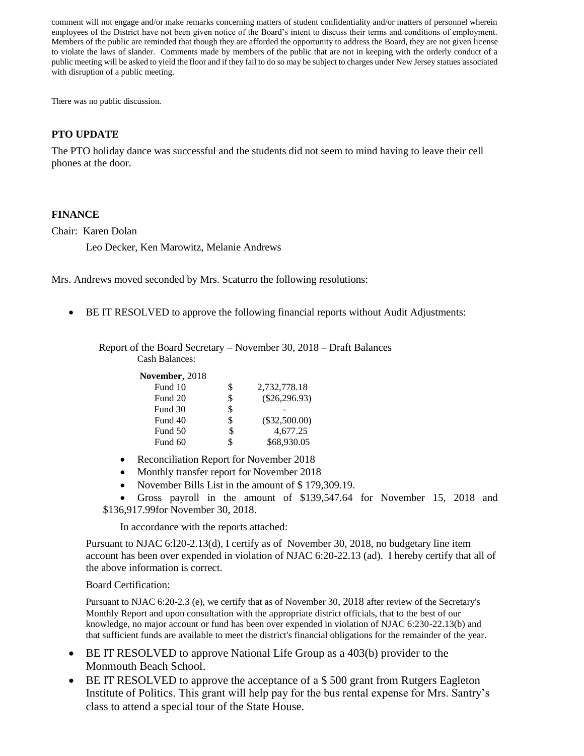comment will not engage and/or make remarks concerning matters of student confidentiality and/or matters of personnel wherein employees of the District have not been given notice of the Board's intent to discuss their terms and conditions of employment. Members of the public are reminded that though they are afforded the opportunity to address the Board, they are not given license to violate the laws of slander. Comments made by members of the public that are not in keeping with the orderly conduct of a public meeting will be asked to yield the floor and if they fail to do so may be subject to charges under New Jersey statues associated with disruption of a public meeting.

There was no public discussion.

**PTO UPDATE**

The PTO holiday dance was successful and the students did not seem to mind having to leave their cell phones at the door.

**FINANCE**

Chair: Karen Dolan

Leo Decker, Ken Marowitz, Melanie Andrews

Mrs. Andrews moved seconded by Mrs. Scaturro the following resolutions:

- BE IT RESOLVED to approve the following financial reports without Audit Adjustments:

Report of the Board Secretary – November 30, 2018 – Draft Balances

Cash Balances:

| **November**, 2018 | | |
|---|---|---|
| Fund 10 | $ | 2,732,778.18 |
| Fund 20 | $ | ($26,296.93) |
| Fund 30 | $ | - |
| Fund 40 | $ | ($32,500.00) |
| Fund 50 | $ | 4,677.25 |
| Fund 60 | $ | $68,930.05 |

- Reconciliation Report for November 2018
- Monthly transfer report for November 2018
- November Bills List in the amount of $ 179,309.19.
- Gross payroll in the amount of $139,547.64 for November 15, 2018 and $136,917.99for November 30, 2018.

In accordance with the reports attached:

Pursuant to NJAC 6:l20-2.13(d), I certify as of November 30, 2018, no budgetary line item account has been over expended in violation of NJAC 6:20-22.13 (ad). I hereby certify that all of the above information is correct.

Board Certification:

Pursuant to NJAC 6:20-2.3 (e), we certify that as of November 30, 2018 after review of the Secretary's Monthly Report and upon consultation with the appropriate district officials, that to the best of our knowledge, no major account or fund has been over expended in violation of NJAC 6:230-22.13(b) and that sufficient funds are available to meet the district's financial obligations for the remainder of the year.

- BE IT RESOLVED to approve National Life Group as a 403(b) provider to the Monmouth Beach School.
- BE IT RESOLVED to approve the acceptance of a $ 500 grant from Rutgers Eagleton Institute of Politics. This grant will help pay for the bus rental expense for Mrs. Santry's class to attend a special tour of the State House.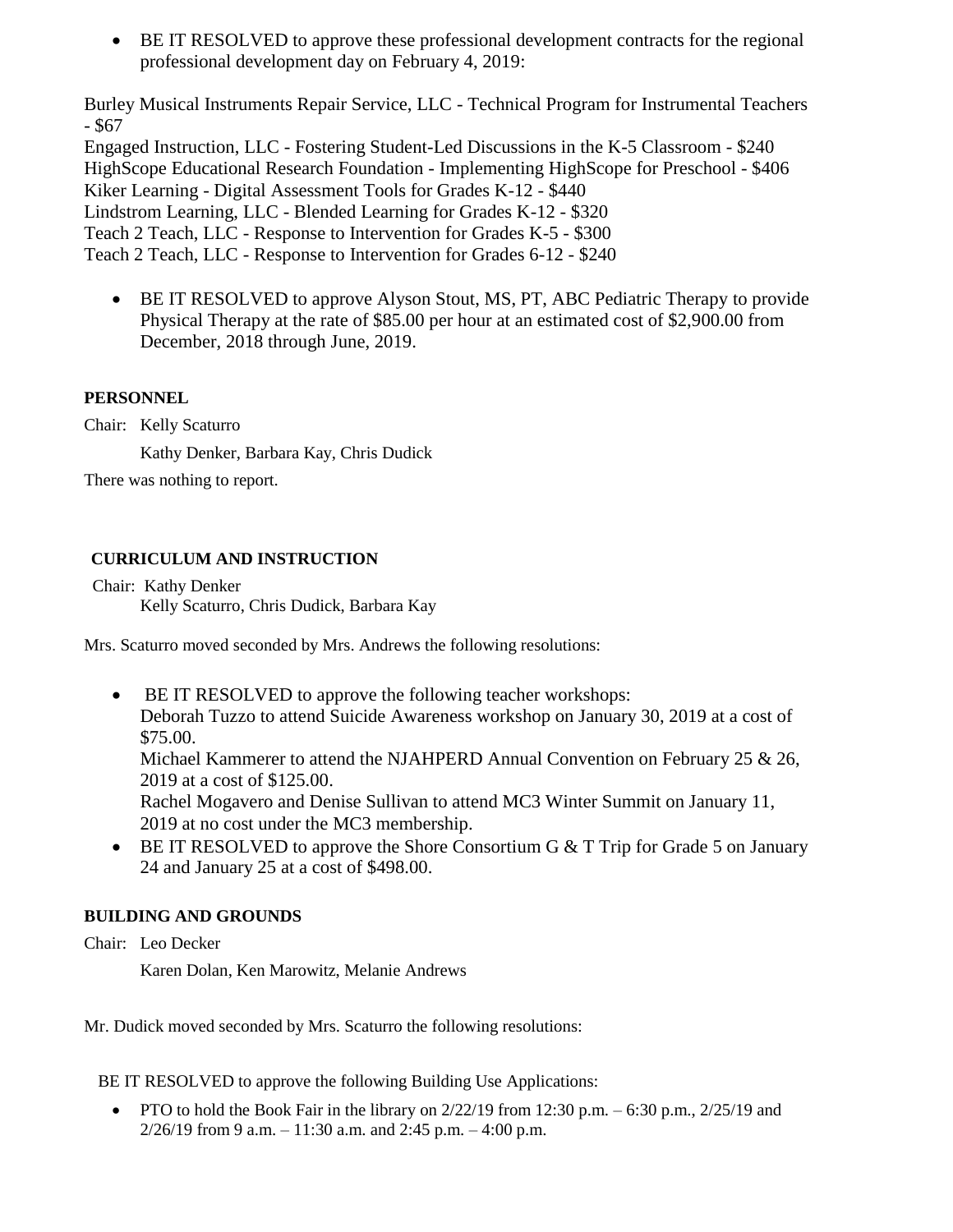- BE IT RESOLVED to approve these professional development contracts for the regional professional development day on February 4, 2019:

Burley Musical Instruments Repair Service, LLC - Technical Program for Instrumental Teachers - $67
Engaged Instruction, LLC - Fostering Student-Led Discussions in the K-5 Classroom - $240
HighScope Educational Research Foundation - Implementing HighScope for Preschool - $406
Kiker Learning - Digital Assessment Tools for Grades K-12 - $440
Lindstrom Learning, LLC - Blended Learning for Grades K-12 - $320
Teach 2 Teach, LLC - Response to Intervention for Grades K-5 - $300
Teach 2 Teach, LLC - Response to Intervention for Grades 6-12 - $240

- BE IT RESOLVED to approve Alyson Stout, MS, PT, ABC Pediatric Therapy to provide Physical Therapy at the rate of $85.00 per hour at an estimated cost of $2,900.00 from December, 2018 through June, 2019.

**PERSONNEL**

Chair: Kelly Scaturro

Kathy Denker, Barbara Kay, Chris Dudick

There was nothing to report.

**CURRICULUM AND INSTRUCTION**

Chair: Kathy Denker
Kelly Scaturro, Chris Dudick, Barbara Kay

Mrs. Scaturro moved seconded by Mrs. Andrews the following resolutions:

- BE IT RESOLVED to approve the following teacher workshops:
  Deborah Tuzzo to attend Suicide Awareness workshop on January 30, 2019 at a cost of $75.00.
  Michael Kammerer to attend the NJAHPERD Annual Convention on February 25 & 26, 2019 at a cost of $125.00.
  Rachel Mogavero and Denise Sullivan to attend MC3 Winter Summit on January 11, 2019 at no cost under the MC3 membership.
- BE IT RESOLVED to approve the Shore Consortium G & T Trip for Grade 5 on January 24 and January 25 at a cost of $498.00.

**BUILDING AND GROUNDS**

Chair: Leo Decker

Karen Dolan, Ken Marowitz, Melanie Andrews

Mr. Dudick moved seconded by Mrs. Scaturro the following resolutions:

BE IT RESOLVED to approve the following Building Use Applications:

- PTO to hold the Book Fair in the library on 2/22/19 from 12:30 p.m. – 6:30 p.m., 2/25/19 and 2/26/19 from 9 a.m. – 11:30 a.m. and 2:45 p.m. – 4:00 p.m.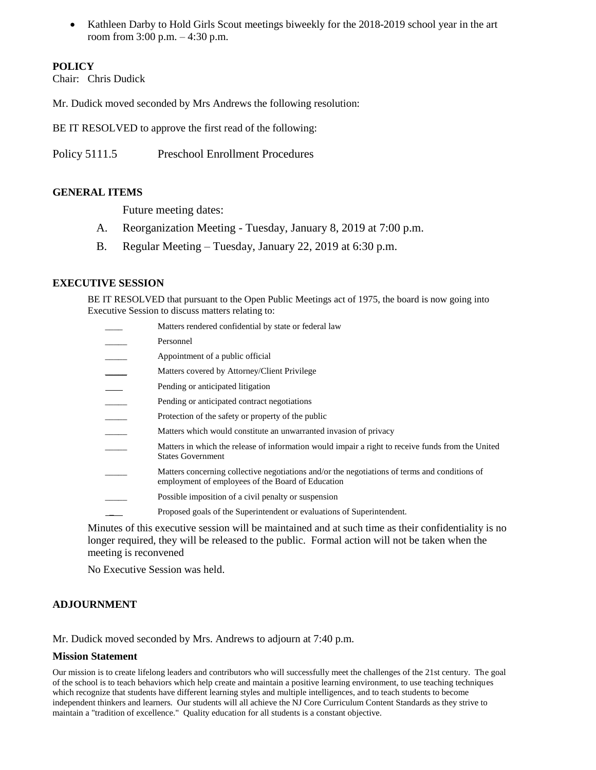- Kathleen Darby to Hold Girls Scout meetings biweekly for the 2018-2019 school year in the art room from 3:00 p.m. – 4:30 p.m.

**POLICY**
Chair: Chris Dudick

Mr. Dudick moved seconded by Mrs Andrews the following resolution:

BE IT RESOLVED to approve the first read of the following:

Policy 5111.5 Preschool Enrollment Procedures

**GENERAL ITEMS**

Future meeting dates:

A. Reorganization Meeting - Tuesday, January 8, 2019 at 7:00 p.m.

B. Regular Meeting – Tuesday, January 22, 2019 at 6:30 p.m.

**EXECUTIVE SESSION**

BE IT RESOLVED that pursuant to the Open Public Meetings act of 1975, the board is now going into Executive Session to discuss matters relating to:

____ Matters rendered confidential by state or federal law

_____ Personnel

_____ Appointment of a public official

_____ Matters covered by Attorney/Client Privilege

____ Pending or anticipated litigation

_____ Pending or anticipated contract negotiations

_____ Protection of the safety or property of the public

_____ Matters which would constitute an unwarranted invasion of privacy

_____ Matters in which the release of information would impair a right to receive funds from the United States Government

_____ Matters concerning collective negotiations and/or the negotiations of terms and conditions of employment of employees of the Board of Education

_____ Possible imposition of a civil penalty or suspension

____ Proposed goals of the Superintendent or evaluations of Superintendent.

Minutes of this executive session will be maintained and at such time as their confidentiality is no longer required, they will be released to the public. Formal action will not be taken when the meeting is reconvened

No Executive Session was held.

**ADJOURNMENT**

Mr. Dudick moved seconded by Mrs. Andrews to adjourn at 7:40 p.m.

**Mission Statement**

Our mission is to create lifelong leaders and contributors who will successfully meet the challenges of the 21st century. The goal of the school is to teach behaviors which help create and maintain a positive learning environment, to use teaching techniques which recognize that students have different learning styles and multiple intelligences, and to teach students to become independent thinkers and learners. Our students will all achieve the NJ Core Curriculum Content Standards as they strive to maintain a "tradition of excellence." Quality education for all students is a constant objective.